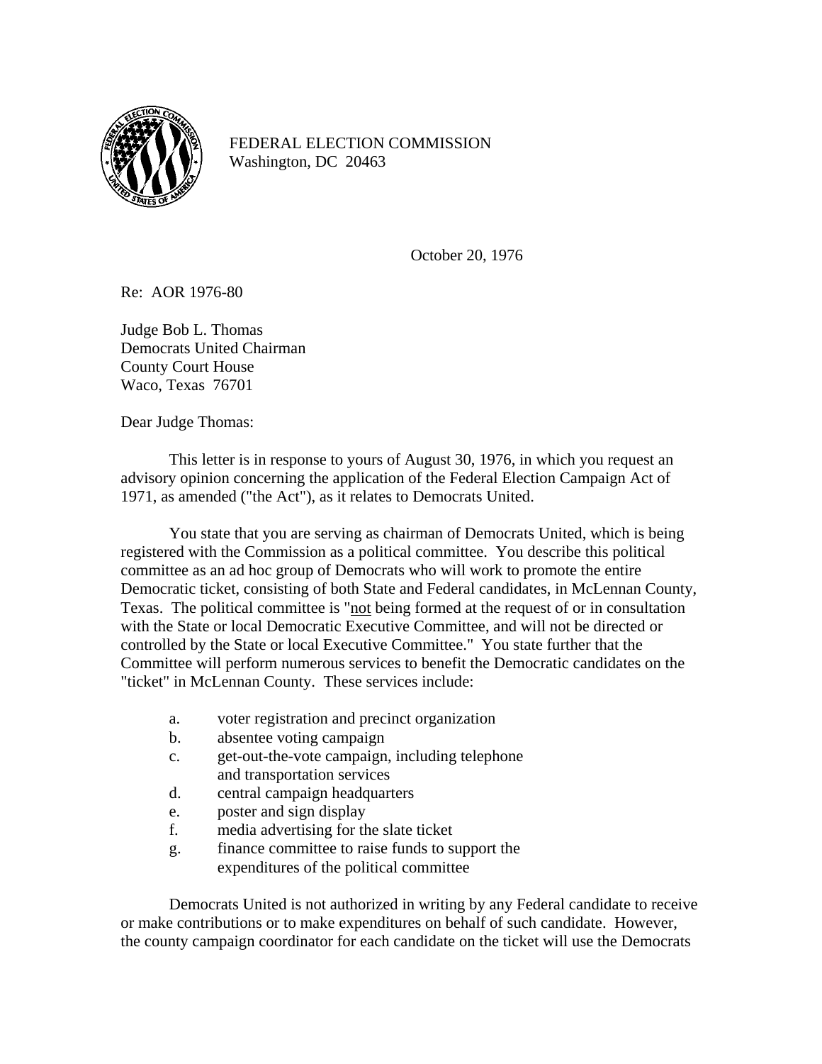FEDERAL ELECTION COMMISSION
Washington, DC 20463

October 20, 1976

Re: AOR 1976-80

Judge Bob L. Thomas
Democrats United Chairman
County Court House
Waco, Texas 76701

Dear Judge Thomas:

This letter is in response to yours of August 30, 1976, in which you request an advisory opinion concerning the application of the Federal Election Campaign Act of 1971, as amended ("the Act"), as it relates to Democrats United.

You state that you are serving as chairman of Democrats United, which is being registered with the Commission as a political committee. You describe this political committee as an ad hoc group of Democrats who will work to promote the entire Democratic ticket, consisting of both State and Federal candidates, in McLennan County, Texas. The political committee is "not being formed at the request of or in consultation with the State or local Democratic Executive Committee, and will not be directed or controlled by the State or local Executive Committee." You state further that the Committee will perform numerous services to benefit the Democratic candidates on the "ticket" in McLennan County. These services include:

a. voter registration and precinct organization
b. absentee voting campaign
c. get-out-the-vote campaign, including telephone and transportation services
d. central campaign headquarters
e. poster and sign display
f. media advertising for the slate ticket
g. finance committee to raise funds to support the expenditures of the political committee

Democrats United is not authorized in writing by any Federal candidate to receive or make contributions or to make expenditures on behalf of such candidate. However, the county campaign coordinator for each candidate on the ticket will use the Democrats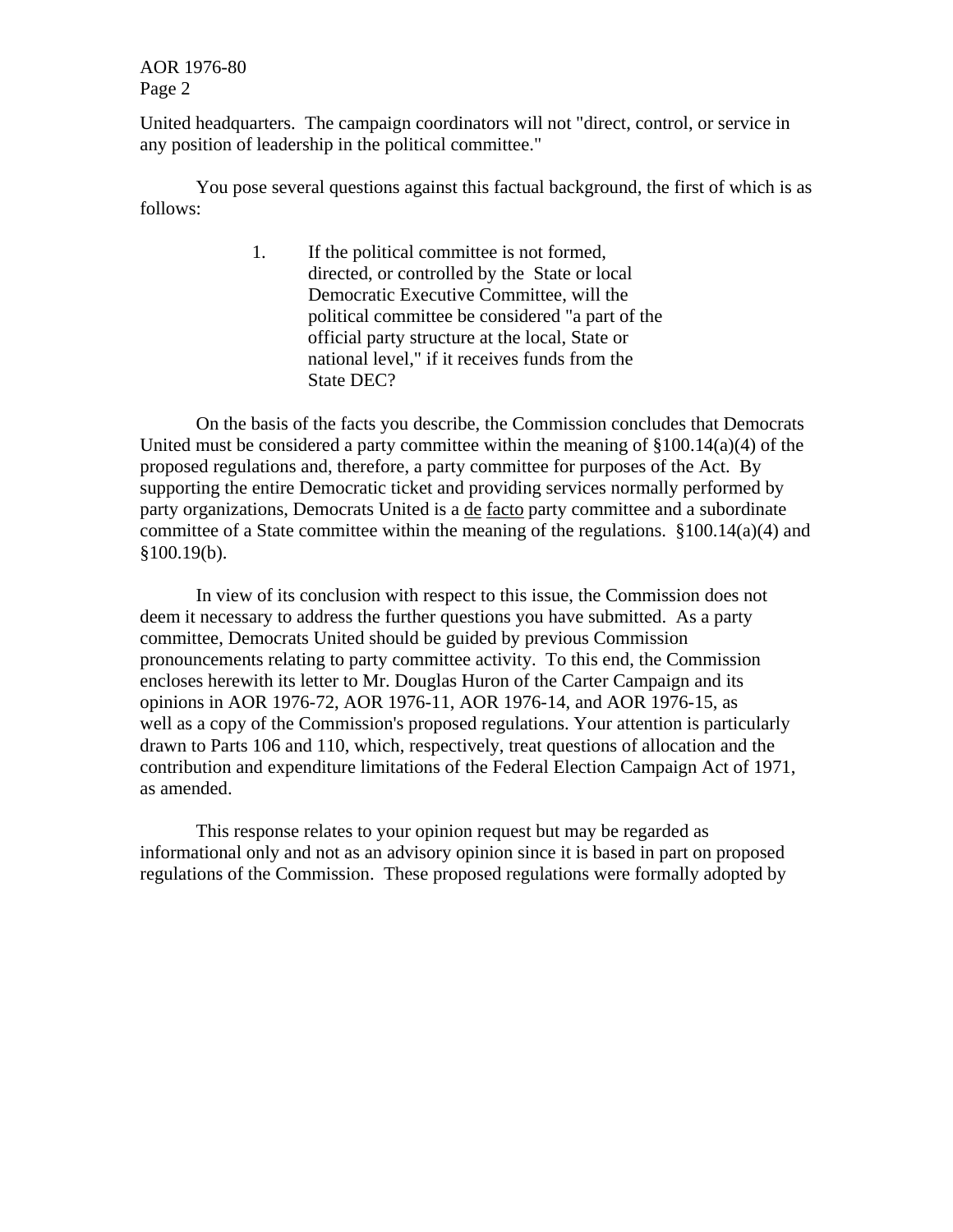United headquarters. The campaign coordinators will not "direct, control, or service in any position of leadership in the political committee."

You pose several questions against this factual background, the first of which is as follows:

> 1. If the political committee is not formed, directed, or controlled by the State or local Democratic Executive Committee, will the political committee be considered "a part of the official party structure at the local, State or national level," if it receives funds from the State DEC?

On the basis of the facts you describe, the Commission concludes that Democrats United must be considered a party committee within the meaning of §100.14(a)(4) of the proposed regulations and, therefore, a party committee for purposes of the Act. By supporting the entire Democratic ticket and providing services normally performed by party organizations, Democrats United is a de facto party committee and a subordinate committee of a State committee within the meaning of the regulations. §100.14(a)(4) and §100.19(b).

In view of its conclusion with respect to this issue, the Commission does not deem it necessary to address the further questions you have submitted. As a party committee, Democrats United should be guided by previous Commission pronouncements relating to party committee activity. To this end, the Commission encloses herewith its letter to Mr. Douglas Huron of the Carter Campaign and its opinions in AOR 1976-72, AOR 1976-11, AOR 1976-14, and AOR 1976-15, as well as a copy of the Commission's proposed regulations. Your attention is particularly drawn to Parts 106 and 110, which, respectively, treat questions of allocation and the contribution and expenditure limitations of the Federal Election Campaign Act of 1971, as amended.

This response relates to your opinion request but may be regarded as informational only and not as an advisory opinion since it is based in part on proposed regulations of the Commission. These proposed regulations were formally adopted by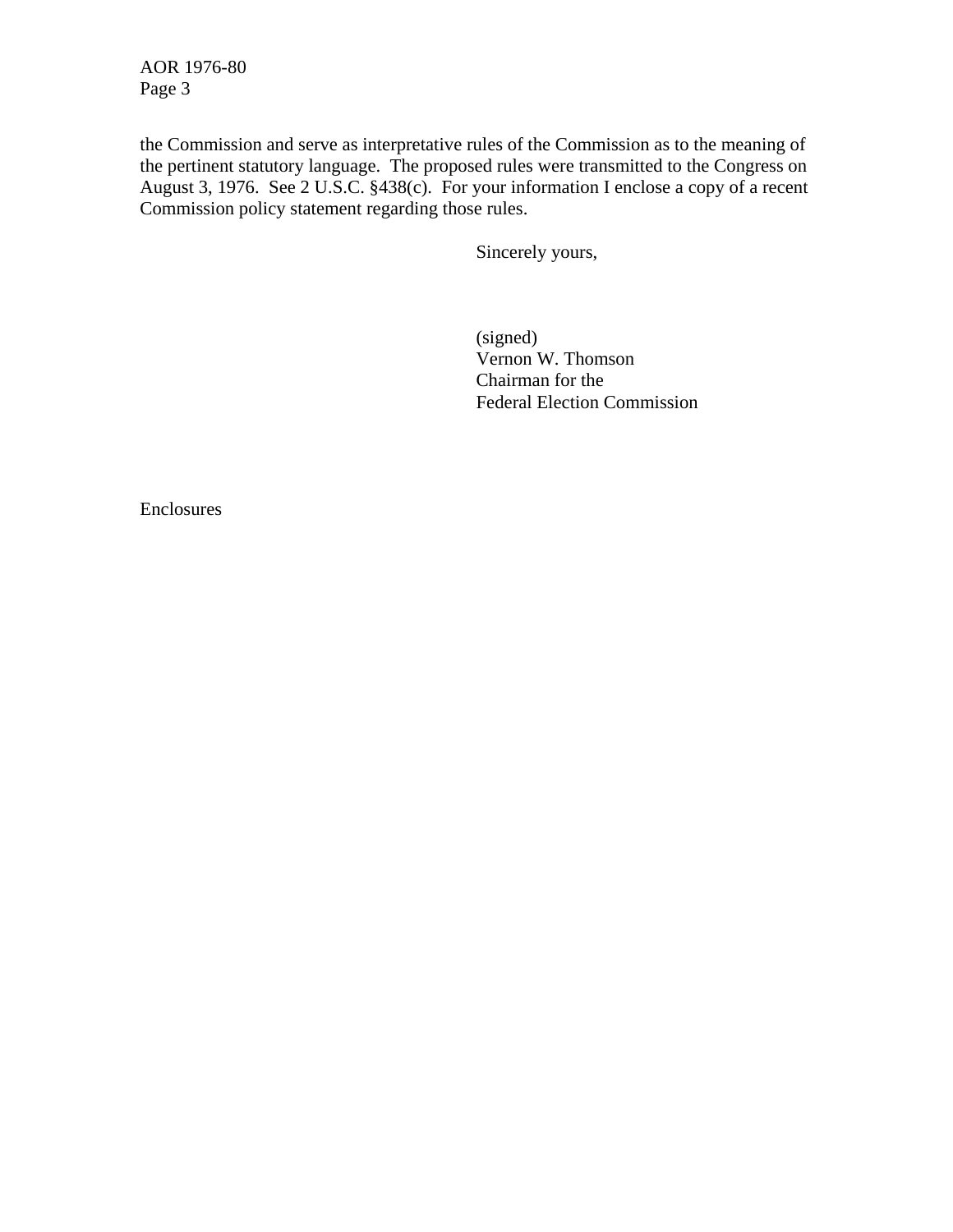the Commission and serve as interpretative rules of the Commission as to the meaning of the pertinent statutory language. The proposed rules were transmitted to the Congress on August 3, 1976. See 2 U.S.C. §438(c). For your information I enclose a copy of a recent Commission policy statement regarding those rules.

Sincerely yours,

(signed)
Vernon W. Thomson
Chairman for the
Federal Election Commission

Enclosures